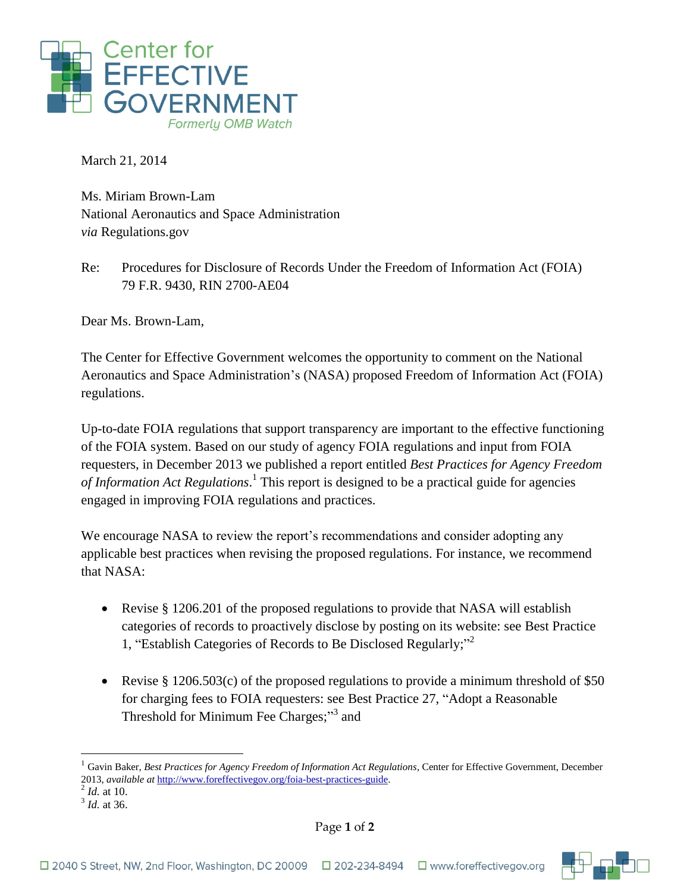Center for
EFFECTIVE
GOVERNMENT
*Formerly OMB Watch*

March 21, 2014

Ms. Miriam Brown-Lam
National Aeronautics and Space Administration
*via* Regulations.gov

Re: Procedures for Disclosure of Records Under the Freedom of Information Act (FOIA)
79 F.R. 9430, RIN 2700-AE04

Dear Ms. Brown-Lam,

The Center for Effective Government welcomes the opportunity to comment on the National Aeronautics and Space Administration's (NASA) proposed Freedom of Information Act (FOIA) regulations.

Up-to-date FOIA regulations that support transparency are important to the effective functioning of the FOIA system. Based on our study of agency FOIA regulations and input from FOIA requesters, in December 2013 we published a report entitled *Best Practices for Agency Freedom of Information Act Regulations*.[1] This report is designed to be a practical guide for agencies engaged in improving FOIA regulations and practices.

We encourage NASA to review the report's recommendations and consider adopting any applicable best practices when revising the proposed regulations. For instance, we recommend that NASA:

- Revise § 1206.201 of the proposed regulations to provide that NASA will establish categories of records to proactively disclose by posting on its website: see Best Practice 1, "Establish Categories of Records to Be Disclosed Regularly;"[2]
- Revise § 1206.503(c) of the proposed regulations to provide a minimum threshold of $50 for charging fees to FOIA requesters: see Best Practice 27, "Adopt a Reasonable Threshold for Minimum Fee Charges;"[3] and

---

[1] Gavin Baker, *Best Practices for Agency Freedom of Information Act Regulations*, Center for Effective Government, December 2013, *available at* http://www.foreffectivegov.org/foia-best-practices-guide.
[2] *Id.* at 10.
[3] *Id.* at 36.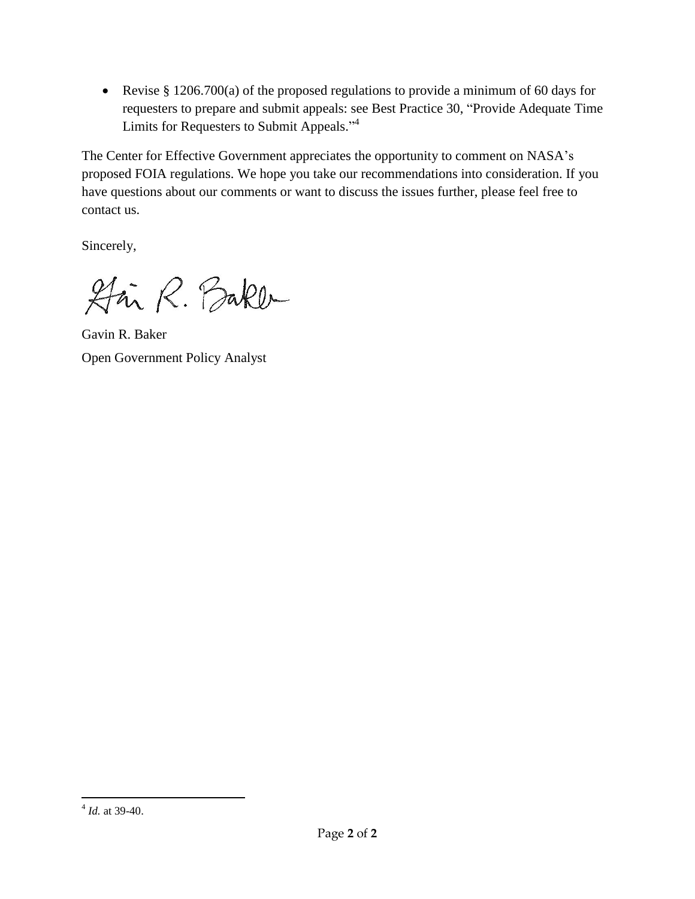- Revise § 1206.700(a) of the proposed regulations to provide a minimum of 60 days for requesters to prepare and submit appeals: see Best Practice 30, "Provide Adequate Time Limits for Requesters to Submit Appeals."[4]

The Center for Effective Government appreciates the opportunity to comment on NASA's proposed FOIA regulations. We hope you take our recommendations into consideration. If you have questions about our comments or want to discuss the issues further, please feel free to contact us.

Sincerely,

Gavin R. Baker
Open Government Policy Analyst

[4] *Id.* at 39-40.